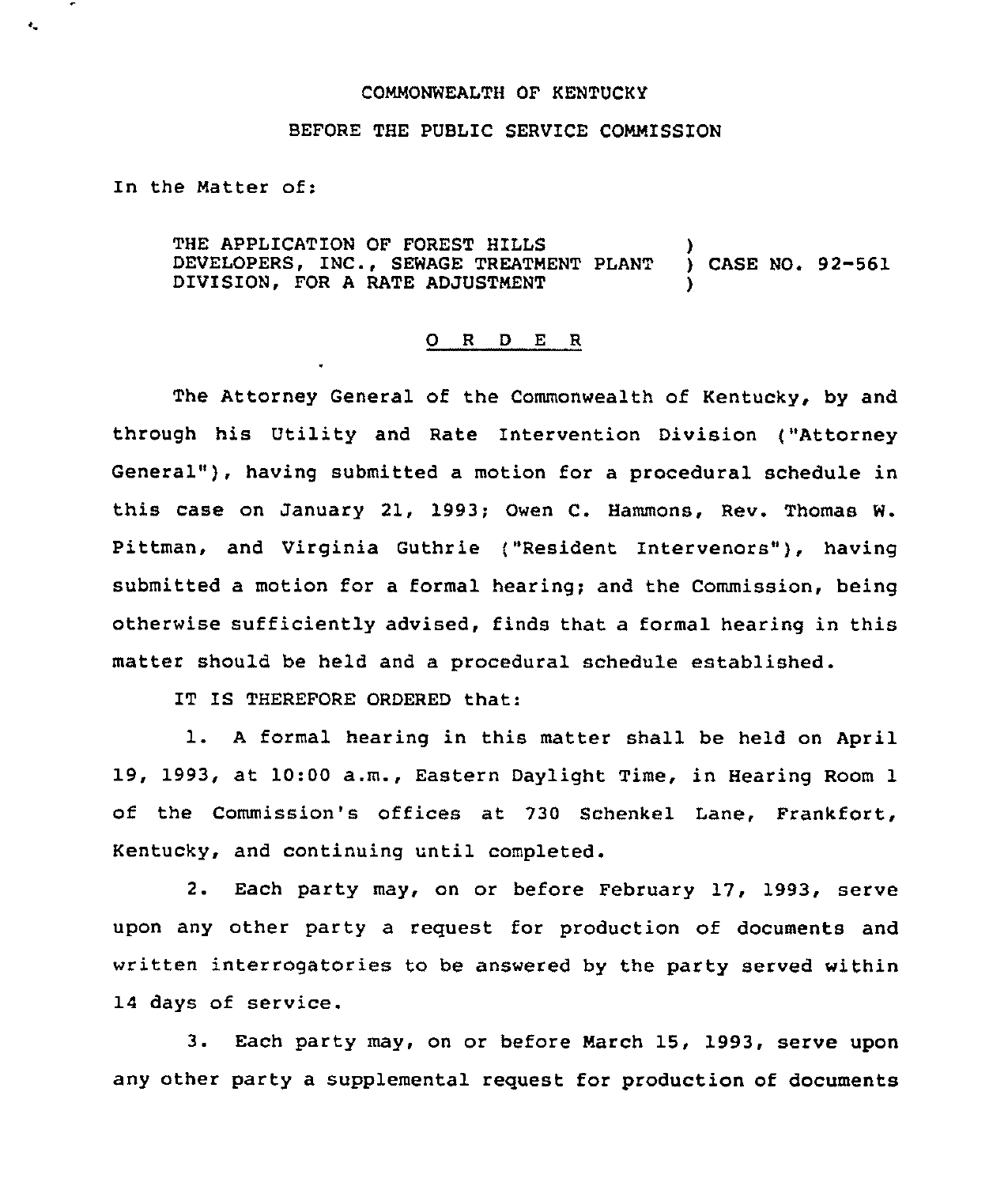COMMONWEALTH OF KENTUCKY

BEFORE THE PUBLIC SERVICE COMMISSION

In the Matter of:

THE APPLICATION OF FOREST HILLS DEVELOPERS, INC., SEWAGE TREATMENT PLANT DIVISION, FOR A RATE ADJUSTMENT ) CASE NO. 92-561

O R D E R

The Attorney General of the Commonwealth of Kentucky, by and through his Utility and Rate Intervention Division ("Attorney General"), having submitted a motion for a procedural schedule in this case on January 21, 1993; Owen C. Hammons, Rev. Thomas W. Pittman, and Virginia Guthrie ("Resident Intervenors"), having submitted a motion for a formal hearing; and the Commission, being otherwise sufficiently advised, finds that a formal hearing in this matter should be held and a procedural schedule established.

IT IS THEREFORE ORDERED that:

1. A formal hearing in this matter shall be held on April 19, 1993, at 10:00 a.m., Eastern Daylight Time, in Hearing Room 1 of the Commission's offices at 730 Schenkel Lane, Frankfort, Kentucky, and continuing until completed.

2. Each party may, on or before February 17, 1993, serve upon any other party a request for production of documents and written interrogatories to be answered by the party served within 14 days of service.

3. Each party may, on or before March 15, 1993, serve upon any other party a supplemental request for production of documents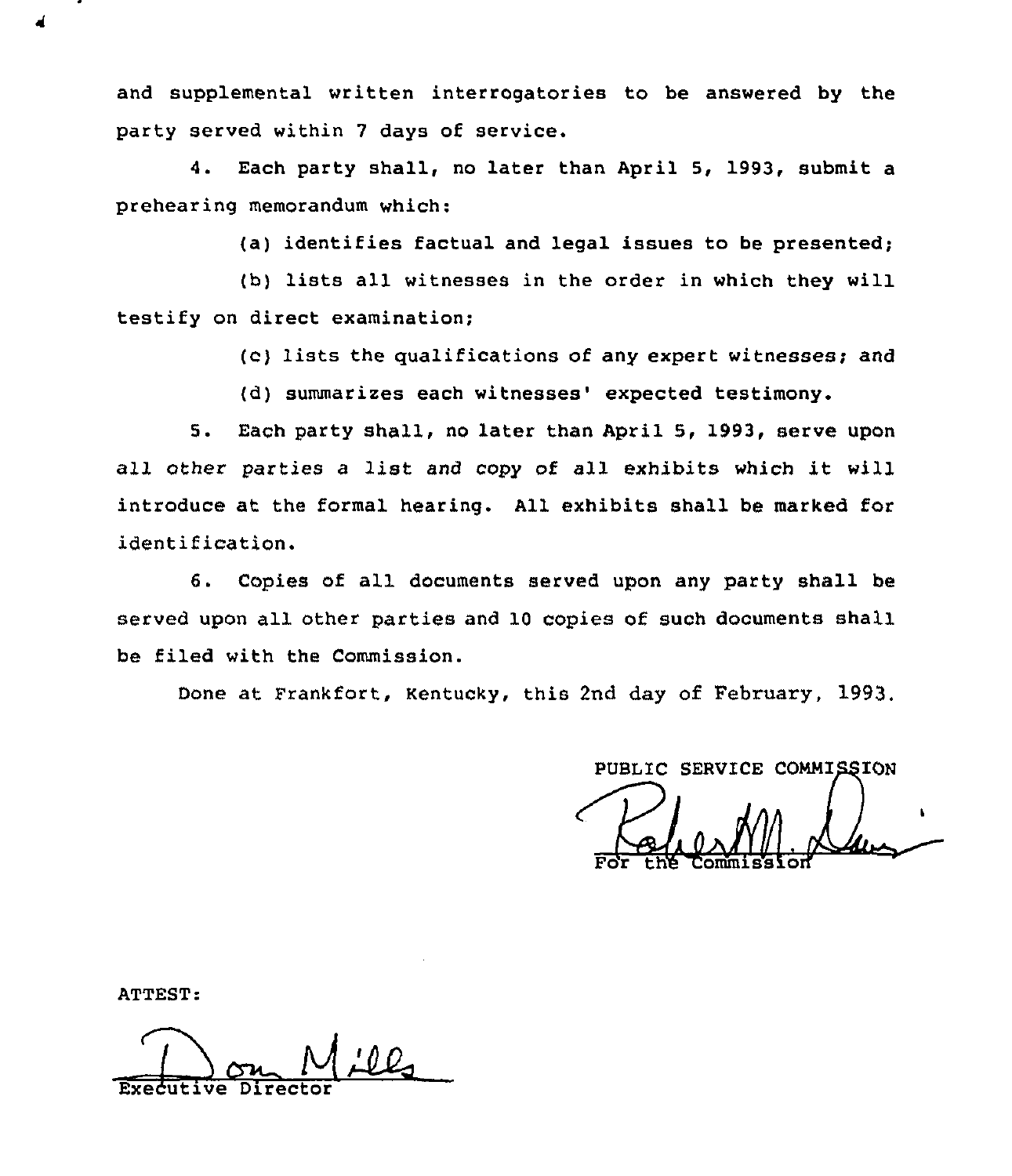and supplemental written interrogatories to be answered by the party served within 7 days of service.

4. Each party shall, no later than April 5, 1993, submit a prehearing memorandum which:

(a) identifies factual and legal issues to be presented;

(b) lists all witnesses in the order in which they will testify on direct examination;

(c) lists the qualifications of any expert witnesses; and

(d) summarizes each witnesses' expected testimony.

5. Each party shall, no later than April 5, 1993, serve upon all other parties a list and copy of all exhibits which it will introduce at the formal hearing. All exhibits shall be marked for identification.

6. Copies of all documents served upon any party shall be served upon all other parties and 10 copies of such documents shall be filed with the Commission.

Done at Frankfort, Kentucky, this 2nd day of February, 1993.

PUBLIC SERVICE COMMISSION

For the Commission

ATTEST:

Executive Director